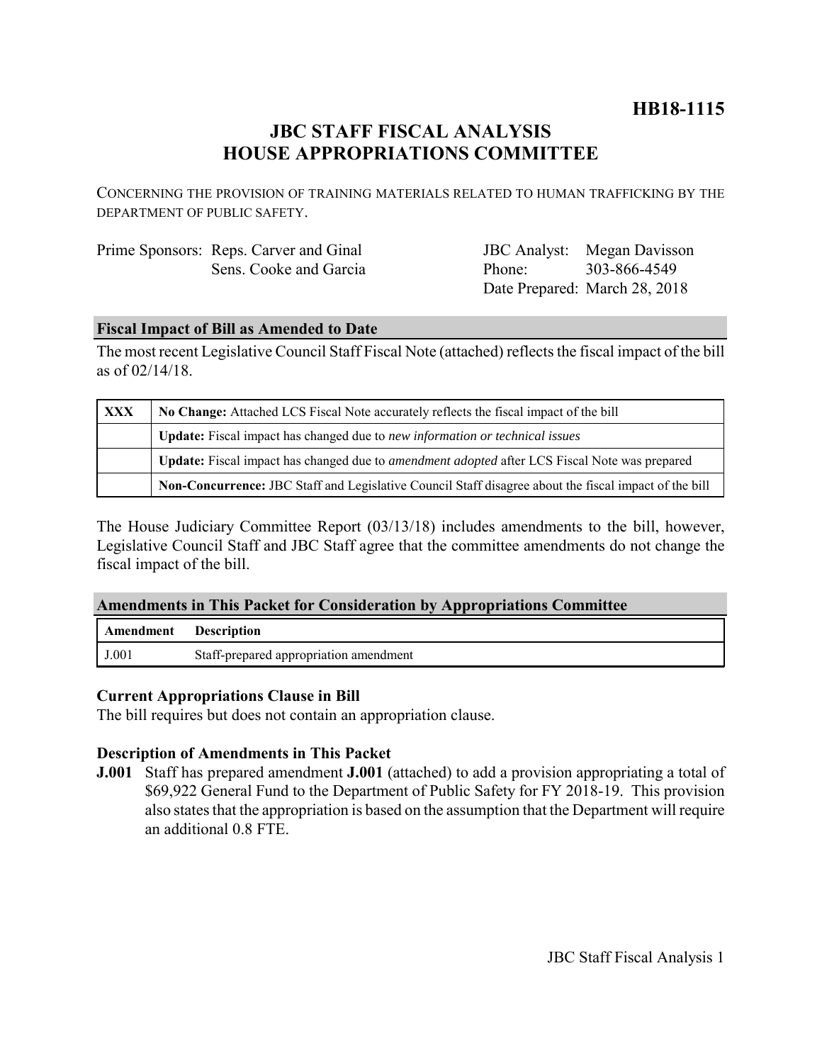# HB18-1115

## JBC STAFF FISCAL ANALYSIS
## HOUSE APPROPRIATIONS COMMITTEE

CONCERNING THE PROVISION OF TRAINING MATERIALS RELATED TO HUMAN TRAFFICKING BY THE DEPARTMENT OF PUBLIC SAFETY.

| | | | |
|---|---|---|---|
| Prime Sponsors: | Reps. Carver and Ginal | JBC Analyst: | Megan Davisson |
| | Sens. Cooke and Garcia | Phone: | 303-866-4549 |
| | | Date Prepared: | March 28, 2018 |

### Fiscal Impact of Bill as Amended to Date

The most recent Legislative Council Staff Fiscal Note (attached) reflects the fiscal impact of the bill as of 02/14/18.

| | |
|---|---|
| XXX | **No Change:** Attached LCS Fiscal Note accurately reflects the fiscal impact of the bill |
| | **Update:** Fiscal impact has changed due to *new information or technical issues* |
| | **Update:** Fiscal impact has changed due to *amendment adopted* after LCS Fiscal Note was prepared |
| | **Non-Concurrence:** JBC Staff and Legislative Council Staff disagree about the fiscal impact of the bill |

The House Judiciary Committee Report (03/13/18) includes amendments to the bill, however, Legislative Council Staff and JBC Staff agree that the committee amendments do not change the fiscal impact of the bill.

### Amendments in This Packet for Consideration by Appropriations Committee

| Amendment | Description |
|---|---|
| J.001 | Staff-prepared appropriation amendment |

### Current Appropriations Clause in Bill

The bill requires but does not contain an appropriation clause.

### Description of Amendments in This Packet

**J.001** Staff has prepared amendment **J.001** (attached) to add a provision appropriating a total of $69,922 General Fund to the Department of Public Safety for FY 2018-19. This provision also states that the appropriation is based on the assumption that the Department will require an additional 0.8 FTE.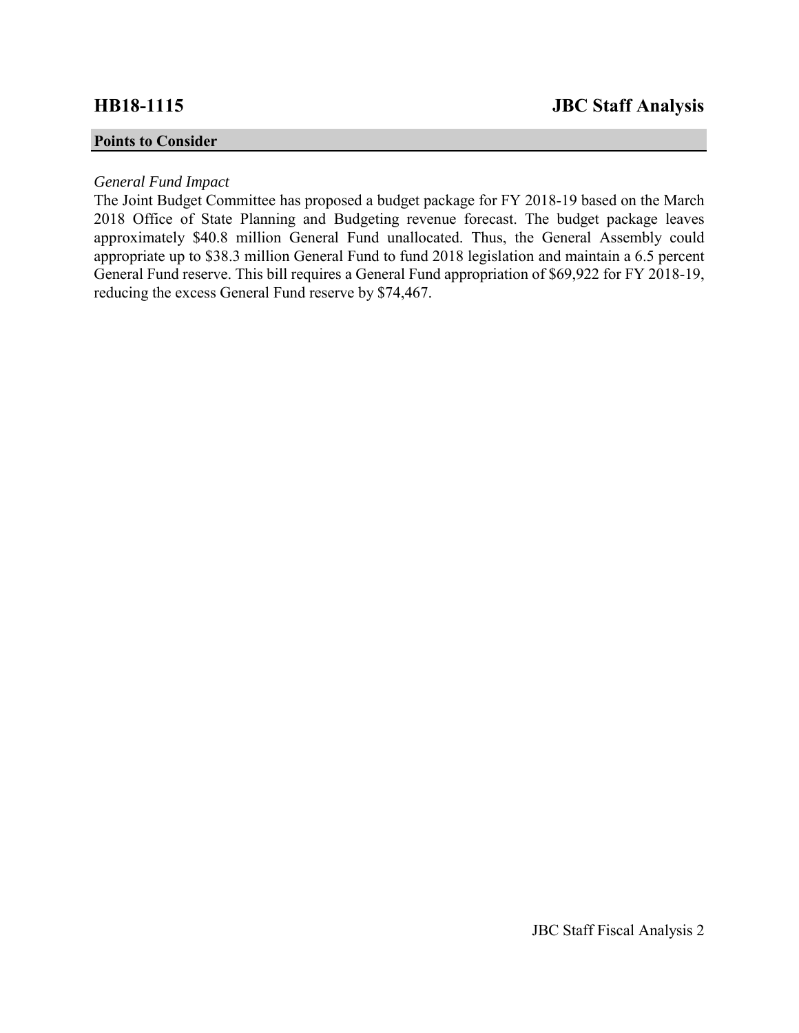## Points to Consider

*General Fund Impact*

The Joint Budget Committee has proposed a budget package for FY 2018-19 based on the March 2018 Office of State Planning and Budgeting revenue forecast. The budget package leaves approximately $40.8 million General Fund unallocated. Thus, the General Assembly could appropriate up to $38.3 million General Fund to fund 2018 legislation and maintain a 6.5 percent General Fund reserve. This bill requires a General Fund appropriation of $69,922 for FY 2018-19, reducing the excess General Fund reserve by $74,467.